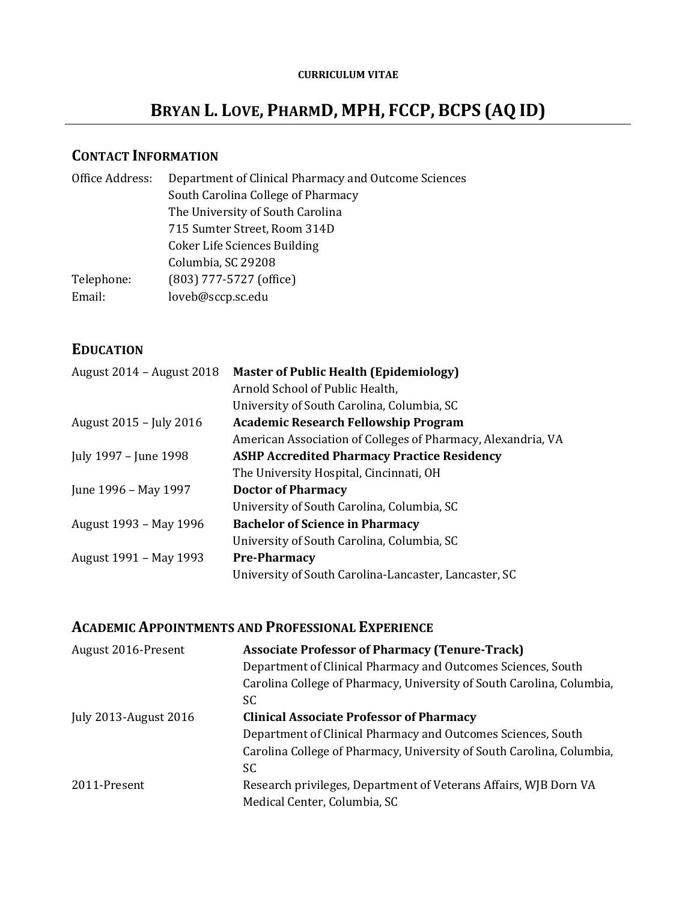**CURRICULUM VITAE**

# BRYAN L. LOVE, PHARMD, MPH, FCCP, BCPS (AQ ID)

## CONTACT INFORMATION

| | |
|---|---|
| Office Address: | Department of Clinical Pharmacy and Outcome Sciences<br>South Carolina College of Pharmacy<br>The University of South Carolina<br>715 Sumter Street, Room 314D<br>Coker Life Sciences Building<br>Columbia, SC 29208 |
| Telephone: | (803) 777-5727 (office) |
| Email: | loveb@sccp.sc.edu |

## EDUCATION

| | |
|---|---|
| August 2014 – August 2018 | **Master of Public Health (Epidemiology)**<br>Arnold School of Public Health,<br>University of South Carolina, Columbia, SC |
| August 2015 – July 2016 | **Academic Research Fellowship Program**<br>American Association of Colleges of Pharmacy, Alexandria, VA |
| July 1997 – June 1998 | **ASHP Accredited Pharmacy Practice Residency**<br>The University Hospital, Cincinnati, OH |
| June 1996 – May 1997 | **Doctor of Pharmacy**<br>University of South Carolina, Columbia, SC |
| August 1993 – May 1996 | **Bachelor of Science in Pharmacy**<br>University of South Carolina, Columbia, SC |
| August 1991 – May 1993 | **Pre-Pharmacy**<br>University of South Carolina-Lancaster, Lancaster, SC |

## ACADEMIC APPOINTMENTS AND PROFESSIONAL EXPERIENCE

| | |
|---|---|
| August 2016-Present | **Associate Professor of Pharmacy (Tenure-Track)**<br>Department of Clinical Pharmacy and Outcomes Sciences, South Carolina College of Pharmacy, University of South Carolina, Columbia, SC |
| July 2013-August 2016 | **Clinical Associate Professor of Pharmacy**<br>Department of Clinical Pharmacy and Outcomes Sciences, South Carolina College of Pharmacy, University of South Carolina, Columbia, SC |
| 2011-Present | Research privileges, Department of Veterans Affairs, WJB Dorn VA Medical Center, Columbia, SC |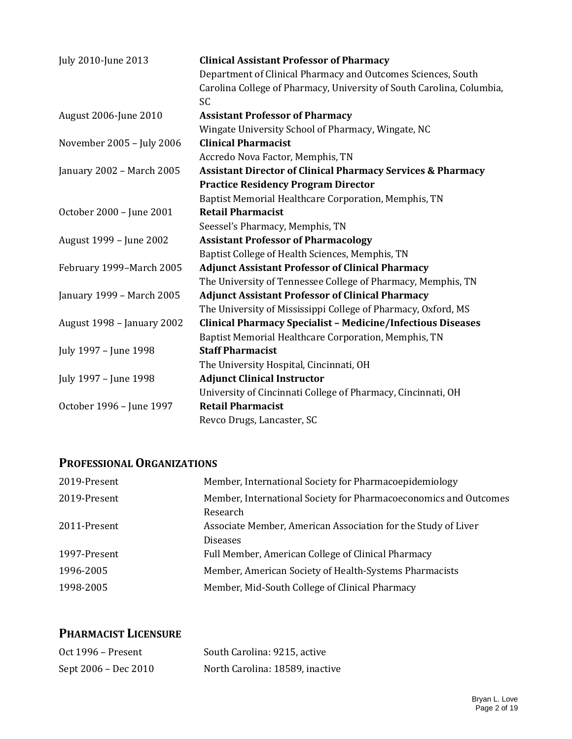July 2010-June 2013 **Clinical Assistant Professor of Pharmacy**
Department of Clinical Pharmacy and Outcomes Sciences, South Carolina College of Pharmacy, University of South Carolina, Columbia, SC

August 2006-June 2010 **Assistant Professor of Pharmacy**
Wingate University School of Pharmacy, Wingate, NC

November 2005 – July 2006 **Clinical Pharmacist**
Accredo Nova Factor, Memphis, TN

January 2002 – March 2005 **Assistant Director of Clinical Pharmacy Services & Pharmacy Practice Residency Program Director**
Baptist Memorial Healthcare Corporation, Memphis, TN

October 2000 – June 2001 **Retail Pharmacist**
Seessel's Pharmacy, Memphis, TN

August 1999 – June 2002 **Assistant Professor of Pharmacology**
Baptist College of Health Sciences, Memphis, TN

February 1999–March 2005 **Adjunct Assistant Professor of Clinical Pharmacy**
The University of Tennessee College of Pharmacy, Memphis, TN

January 1999 – March 2005 **Adjunct Assistant Professor of Clinical Pharmacy**
The University of Mississippi College of Pharmacy, Oxford, MS

August 1998 – January 2002 **Clinical Pharmacy Specialist – Medicine/Infectious Diseases**
Baptist Memorial Healthcare Corporation, Memphis, TN

July 1997 – June 1998 **Staff Pharmacist**
The University Hospital, Cincinnati, OH

July 1997 – June 1998 **Adjunct Clinical Instructor**
University of Cincinnati College of Pharmacy, Cincinnati, OH

October 1996 – June 1997 **Retail Pharmacist**
Revco Drugs, Lancaster, SC

## PROFESSIONAL ORGANIZATIONS

| | |
|---|---|
| 2019-Present | Member, International Society for Pharmacoepidemiology |
| 2019-Present | Member, International Society for Pharmacoeconomics and Outcomes Research |
| 2011-Present | Associate Member, American Association for the Study of Liver Diseases |
| 1997-Present | Full Member, American College of Clinical Pharmacy |
| 1996-2005 | Member, American Society of Health-Systems Pharmacists |
| 1998-2005 | Member, Mid-South College of Clinical Pharmacy |

## PHARMACIST LICENSURE

| | |
|---|---|
| Oct 1996 – Present | South Carolina: 9215, active |
| Sept 2006 – Dec 2010 | North Carolina: 18589, inactive |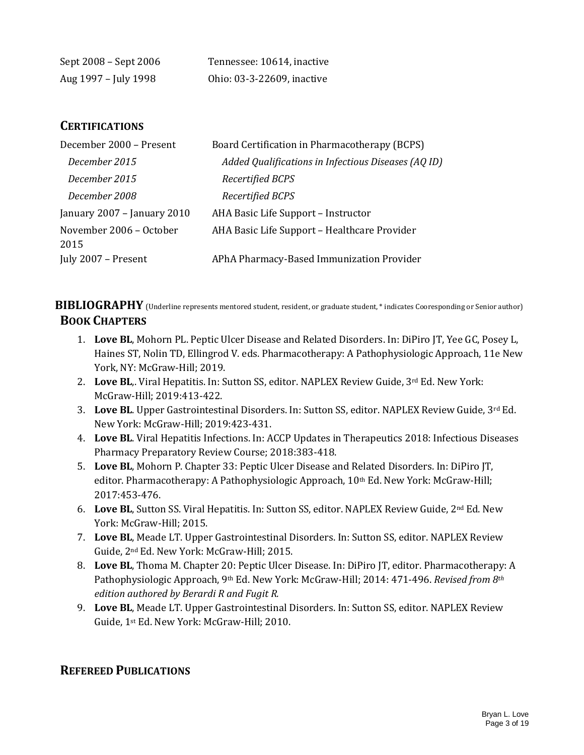| | |
|---|---|
| Sept 2008 – Sept 2006 | Tennessee: 10614, inactive |
| Aug 1997 – July 1998 | Ohio: 03-3-22609, inactive |

## CERTIFICATIONS

| | |
|---|---|
| December 2000 – Present | Board Certification in Pharmacotherapy (BCPS) |
| *December 2015* | *Added Qualifications in Infectious Diseases (AQ ID)* |
| *December 2015* | *Recertified BCPS* |
| *December 2008* | *Recertified BCPS* |
| January 2007 – January 2010 | AHA Basic Life Support – Instructor |
| November 2006 – October 2015 | AHA Basic Life Support – Healthcare Provider |
| July 2007 – Present | APhA Pharmacy-Based Immunization Provider |

## BIBLIOGRAPHY (Underline represents mentored student, resident, or graduate student, * indicates Cooresponding or Senior author)

### BOOK CHAPTERS

1. **Love BL**, Mohorn PL. Peptic Ulcer Disease and Related Disorders. In: DiPiro JT, Yee GC, Posey L, Haines ST, Nolin TD, Ellingrod V. eds. Pharmacotherapy: A Pathophysiologic Approach, 11e New York, NY: McGraw-Hill; 2019.
2. **Love BL**,. Viral Hepatitis. In: Sutton SS, editor. NAPLEX Review Guide, 3rd Ed. New York: McGraw-Hill; 2019:413-422.
3. **Love BL**. Upper Gastrointestinal Disorders. In: Sutton SS, editor. NAPLEX Review Guide, 3rd Ed. New York: McGraw-Hill; 2019:423-431.
4. **Love BL**. Viral Hepatitis Infections. In: ACCP Updates in Therapeutics 2018: Infectious Diseases Pharmacy Preparatory Review Course; 2018:383-418.
5. **Love BL**, Mohorn P. Chapter 33: Peptic Ulcer Disease and Related Disorders. In: DiPiro JT, editor. Pharmacotherapy: A Pathophysiologic Approach, 10th Ed. New York: McGraw-Hill; 2017:453-476.
6. **Love BL**, Sutton SS. Viral Hepatitis. In: Sutton SS, editor. NAPLEX Review Guide, 2nd Ed. New York: McGraw-Hill; 2015.
7. **Love BL**, Meade LT. Upper Gastrointestinal Disorders. In: Sutton SS, editor. NAPLEX Review Guide, 2nd Ed. New York: McGraw-Hill; 2015.
8. **Love BL**, Thoma M. Chapter 20: Peptic Ulcer Disease. In: DiPiro JT, editor. Pharmacotherapy: A Pathophysiologic Approach, 9th Ed. New York: McGraw-Hill; 2014: 471-496. *Revised from 8th edition authored by Berardi R and Fugit R.*
9. **Love BL**, Meade LT. Upper Gastrointestinal Disorders. In: Sutton SS, editor. NAPLEX Review Guide, 1st Ed. New York: McGraw-Hill; 2010.

### REFEREED PUBLICATIONS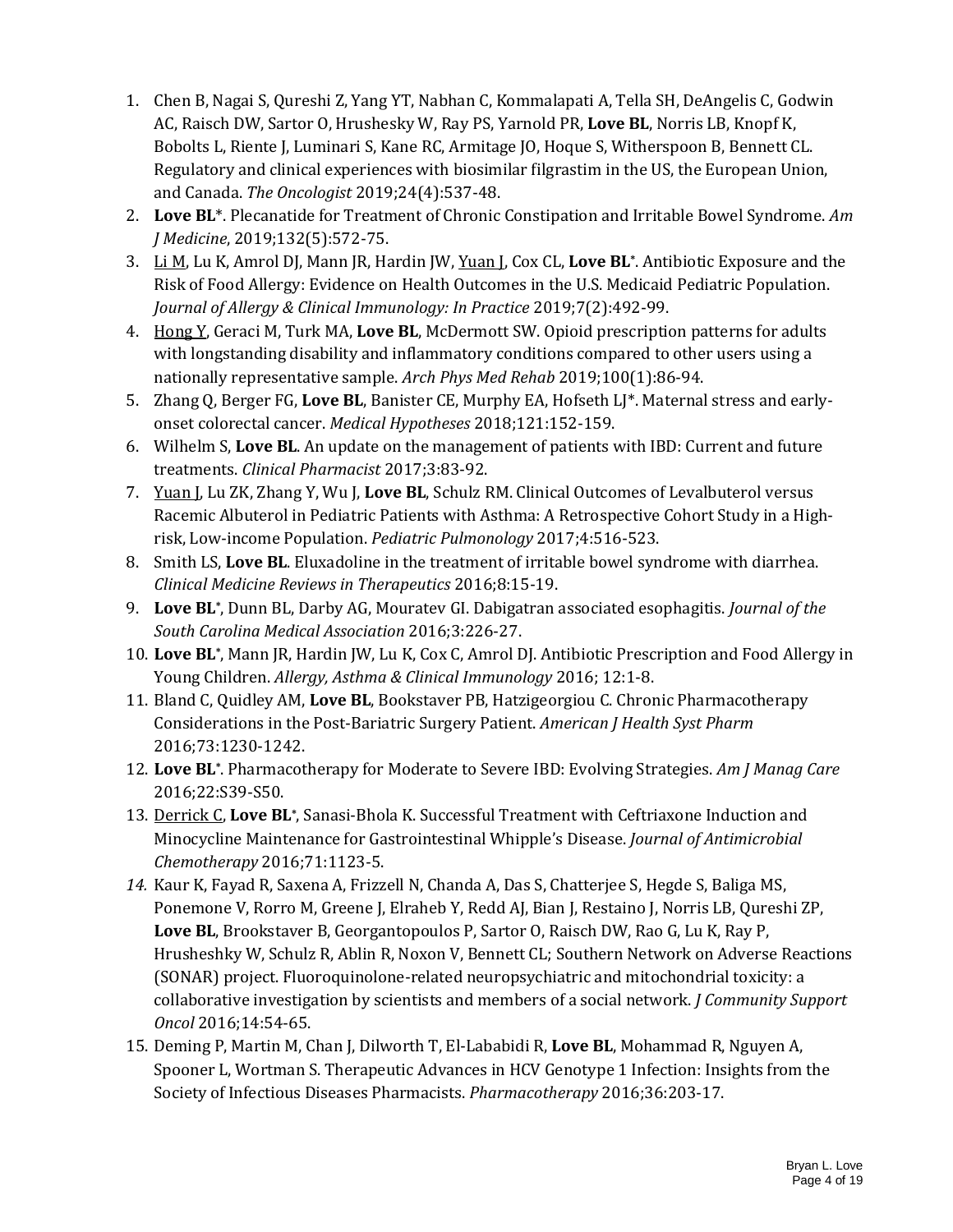1. Chen B, Nagai S, Qureshi Z, Yang YT, Nabhan C, Kommalapati A, Tella SH, DeAngelis C, Godwin AC, Raisch DW, Sartor O, Hrushesky W, Ray PS, Yarnold PR, **Love BL**, Norris LB, Knopf K, Bobolts L, Riente J, Luminari S, Kane RC, Armitage JO, Hoque S, Witherspoon B, Bennett CL. Regulatory and clinical experiences with biosimilar filgrastim in the US, the European Union, and Canada. *The Oncologist* 2019;24(4):537-48.
2. **Love BL***. Plecanatide for Treatment of Chronic Constipation and Irritable Bowel Syndrome. *Am J Medicine*, 2019;132(5):572-75.
3. <u>Li M</u>, Lu K, Amrol DJ, Mann JR, Hardin JW, <u>Yuan J</u>, Cox CL, **Love BL***. Antibiotic Exposure and the Risk of Food Allergy: Evidence on Health Outcomes in the U.S. Medicaid Pediatric Population. *Journal of Allergy & Clinical Immunology: In Practice* 2019;7(2):492-99.
4. <u>Hong Y</u>, Geraci M, Turk MA, **Love BL**, McDermott SW. Opioid prescription patterns for adults with longstanding disability and inflammatory conditions compared to other users using a nationally representative sample. *Arch Phys Med Rehab* 2019;100(1):86-94.
5. Zhang Q, Berger FG, **Love BL**, Banister CE, Murphy EA, Hofseth LJ*. Maternal stress and early-onset colorectal cancer. *Medical Hypotheses* 2018;121:152-159.
6. Wilhelm S, **Love BL**. An update on the management of patients with IBD: Current and future treatments. *Clinical Pharmacist* 2017;3:83-92.
7. <u>Yuan J</u>, Lu ZK, Zhang Y, Wu J, **Love BL**, Schulz RM. Clinical Outcomes of Levalbuterol versus Racemic Albuterol in Pediatric Patients with Asthma: A Retrospective Cohort Study in a High-risk, Low-income Population. *Pediatric Pulmonology* 2017;4:516-523.
8. Smith LS, **Love BL**. Eluxadoline in the treatment of irritable bowel syndrome with diarrhea. *Clinical Medicine Reviews in Therapeutics* 2016;8:15-19.
9. **Love BL***, Dunn BL, Darby AG, Mouratev GI. Dabigatran associated esophagitis. *Journal of the South Carolina Medical Association* 2016;3:226-27.
10. **Love BL***, Mann JR, Hardin JW, Lu K, Cox C, Amrol DJ. Antibiotic Prescription and Food Allergy in Young Children. *Allergy, Asthma & Clinical Immunology* 2016; 12:1-8.
11. Bland C, Quidley AM, **Love BL**, Bookstaver PB, Hatzigeorgiou C. Chronic Pharmacotherapy Considerations in the Post-Bariatric Surgery Patient. *American J Health Syst Pharm* 2016;73:1230-1242.
12. **Love BL***. Pharmacotherapy for Moderate to Severe IBD: Evolving Strategies. *Am J Manag Care* 2016;22:S39-S50.
13. <u>Derrick C</u>, **Love BL***, Sanasi-Bhola K. Successful Treatment with Ceftriaxone Induction and Minocycline Maintenance for Gastrointestinal Whipple's Disease. *Journal of Antimicrobial Chemotherapy* 2016;71:1123-5.
14. Kaur K, Fayad R, Saxena A, Frizzell N, Chanda A, Das S, Chatterjee S, Hegde S, Baliga MS, Ponemone V, Rorro M, Greene J, Elraheb Y, Redd AJ, Bian J, Restaino J, Norris LB, Qureshi ZP, **Love BL**, Brookstaver B, Georgantopoulos P, Sartor O, Raisch DW, Rao G, Lu K, Ray P, Hrusheshky W, Schulz R, Ablin R, Noxon V, Bennett CL; Southern Network on Adverse Reactions (SONAR) project. Fluoroquinolone-related neuropsychiatric and mitochondrial toxicity: a collaborative investigation by scientists and members of a social network. *J Community Support Oncol* 2016;14:54-65.
15. Deming P, Martin M, Chan J, Dilworth T, El-Lababidi R, **Love BL**, Mohammad R, Nguyen A, Spooner L, Wortman S. Therapeutic Advances in HCV Genotype 1 Infection: Insights from the Society of Infectious Diseases Pharmacists. *Pharmacotherapy* 2016;36:203-17.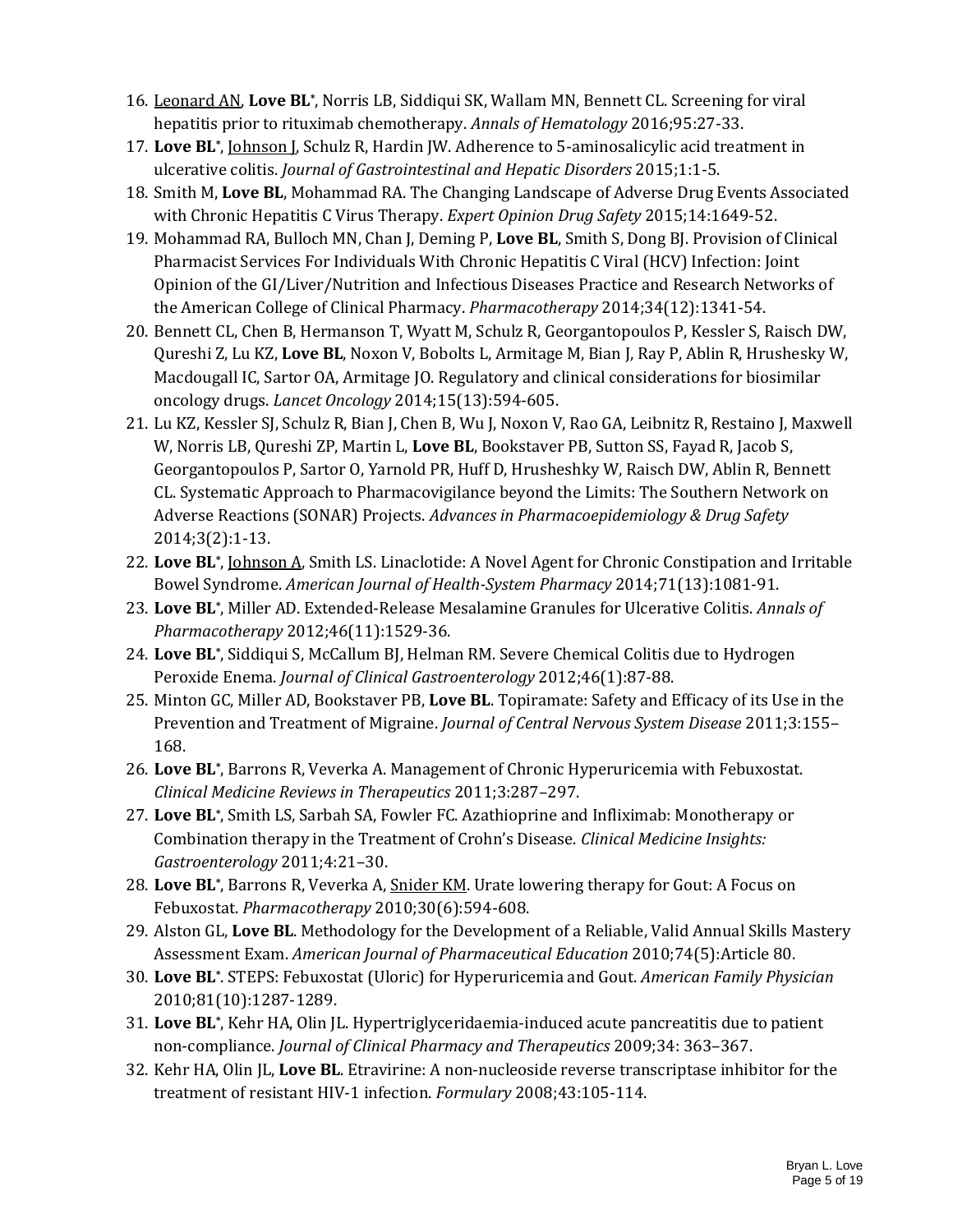16. <u>Leonard AN</u>, **Love BL***, Norris LB, Siddiqui SK, Wallam MN, Bennett CL. Screening for viral hepatitis prior to rituximab chemotherapy. *Annals of Hematology* 2016;95:27-33.
17. **Love BL***, <u>Johnson J</u>, Schulz R, Hardin JW. Adherence to 5-aminosalicylic acid treatment in ulcerative colitis. *Journal of Gastrointestinal and Hepatic Disorders* 2015;1:1-5.
18. Smith M, **Love BL**, Mohammad RA. The Changing Landscape of Adverse Drug Events Associated with Chronic Hepatitis C Virus Therapy. *Expert Opinion Drug Safety* 2015;14:1649-52.
19. Mohammad RA, Bulloch MN, Chan J, Deming P, **Love BL**, Smith S, Dong BJ. Provision of Clinical Pharmacist Services For Individuals With Chronic Hepatitis C Viral (HCV) Infection: Joint Opinion of the GI/Liver/Nutrition and Infectious Diseases Practice and Research Networks of the American College of Clinical Pharmacy. *Pharmacotherapy* 2014;34(12):1341-54.
20. Bennett CL, Chen B, Hermanson T, Wyatt M, Schulz R, Georgantopoulos P, Kessler S, Raisch DW, Qureshi Z, Lu KZ, **Love BL**, Noxon V, Bobolts L, Armitage M, Bian J, Ray P, Ablin R, Hrushesky W, Macdougall IC, Sartor OA, Armitage JO. Regulatory and clinical considerations for biosimilar oncology drugs. *Lancet Oncology* 2014;15(13):594-605.
21. Lu KZ, Kessler SJ, Schulz R, Bian J, Chen B, Wu J, Noxon V, Rao GA, Leibnitz R, Restaino J, Maxwell W, Norris LB, Qureshi ZP, Martin L, **Love BL**, Bookstaver PB, Sutton SS, Fayad R, Jacob S, Georgantopoulos P, Sartor O, Yarnold PR, Huff D, Hrusheshky W, Raisch DW, Ablin R, Bennett CL. Systematic Approach to Pharmacovigilance beyond the Limits: The Southern Network on Adverse Reactions (SONAR) Projects. *Advances in Pharmacoepidemiology & Drug Safety* 2014;3(2):1-13.
22. **Love BL***, <u>Johnson A</u>, Smith LS. Linaclotide: A Novel Agent for Chronic Constipation and Irritable Bowel Syndrome. *American Journal of Health-System Pharmacy* 2014;71(13):1081-91.
23. **Love BL***, Miller AD. Extended-Release Mesalamine Granules for Ulcerative Colitis. *Annals of Pharmacotherapy* 2012;46(11):1529-36.
24. **Love BL***, Siddiqui S, McCallum BJ, Helman RM. Severe Chemical Colitis due to Hydrogen Peroxide Enema. *Journal of Clinical Gastroenterology* 2012;46(1):87-88.
25. Minton GC, Miller AD, Bookstaver PB, **Love BL**. Topiramate: Safety and Efficacy of its Use in the Prevention and Treatment of Migraine. *Journal of Central Nervous System Disease* 2011;3:155–168.
26. **Love BL***, Barrons R, Veverka A. Management of Chronic Hyperuricemia with Febuxostat. *Clinical Medicine Reviews in Therapeutics* 2011;3:287–297.
27. **Love BL***, Smith LS, Sarbah SA, Fowler FC. Azathioprine and Infliximab: Monotherapy or Combination therapy in the Treatment of Crohn's Disease. *Clinical Medicine Insights: Gastroenterology* 2011;4:21–30.
28. **Love BL***, Barrons R, Veverka A, <u>Snider KM</u>. Urate lowering therapy for Gout: A Focus on Febuxostat. *Pharmacotherapy* 2010;30(6):594-608.
29. Alston GL, **Love BL**. Methodology for the Development of a Reliable, Valid Annual Skills Mastery Assessment Exam. *American Journal of Pharmaceutical Education* 2010;74(5):Article 80.
30. **Love BL***. STEPS: Febuxostat (Uloric) for Hyperuricemia and Gout. *American Family Physician* 2010;81(10):1287-1289.
31. **Love BL***, Kehr HA, Olin JL. Hypertriglyceridaemia-induced acute pancreatitis due to patient non-compliance. *Journal of Clinical Pharmacy and Therapeutics* 2009;34: 363–367.
32. Kehr HA, Olin JL, **Love BL**. Etravirine: A non-nucleoside reverse transcriptase inhibitor for the treatment of resistant HIV-1 infection. *Formulary* 2008;43:105-114.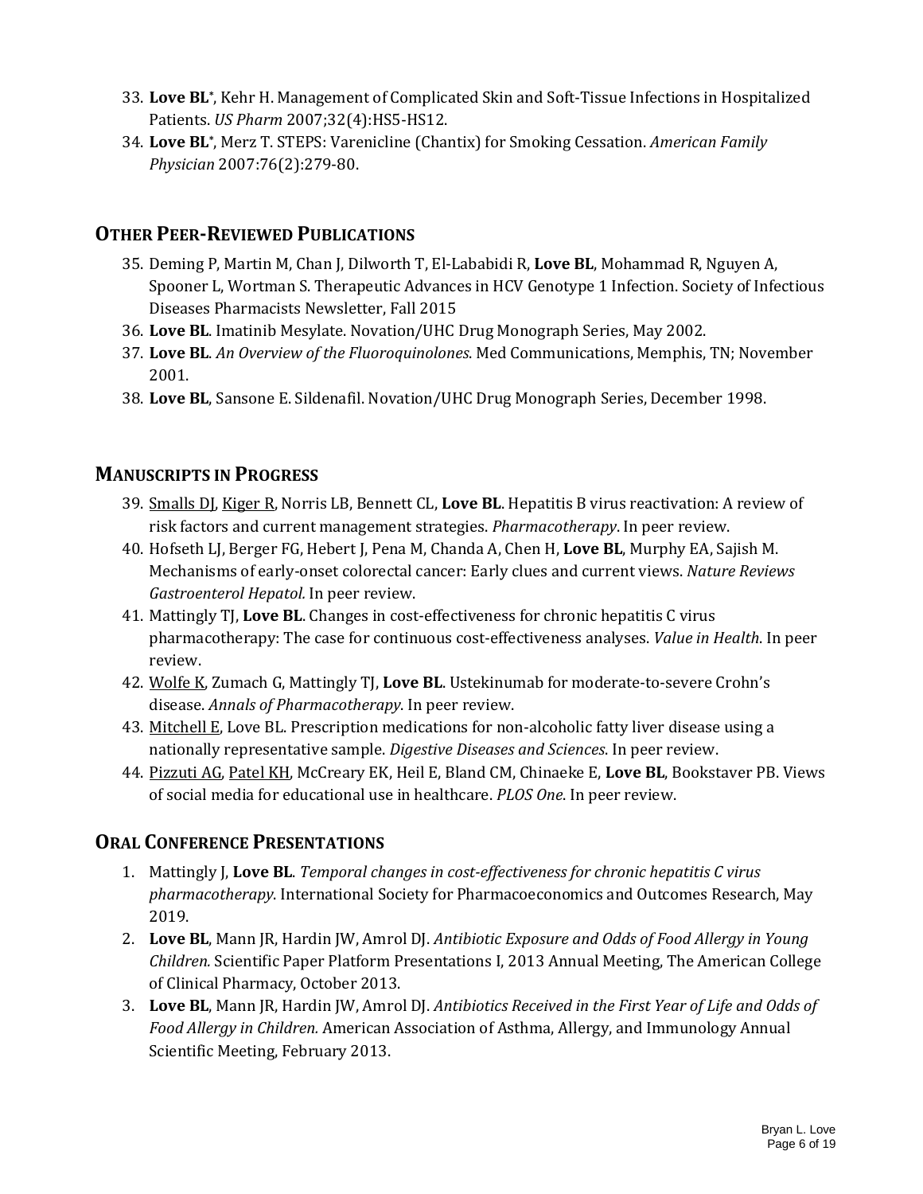33. **Love BL***, Kehr H. Management of Complicated Skin and Soft-Tissue Infections in Hospitalized Patients. *US Pharm* 2007;32(4):HS5-HS12.
34. **Love BL***, Merz T. STEPS: Varenicline (Chantix) for Smoking Cessation. *American Family Physician* 2007:76(2):279-80.

## OTHER PEER-REVIEWED PUBLICATIONS

35. Deming P, Martin M, Chan J, Dilworth T, El-Lababidi R, **Love BL**, Mohammad R, Nguyen A, Spooner L, Wortman S. Therapeutic Advances in HCV Genotype 1 Infection. Society of Infectious Diseases Pharmacists Newsletter, Fall 2015
36. **Love BL**. Imatinib Mesylate. Novation/UHC Drug Monograph Series, May 2002.
37. **Love BL**. *An Overview of the Fluoroquinolones*. Med Communications, Memphis, TN; November 2001.
38. **Love BL**, Sansone E. Sildenafil. Novation/UHC Drug Monograph Series, December 1998.

## MANUSCRIPTS IN PROGRESS

39. <u>Smalls DJ</u>, <u>Kiger R</u>, Norris LB, Bennett CL, **Love BL**. Hepatitis B virus reactivation: A review of risk factors and current management strategies. *Pharmacotherapy*. In peer review.
40. Hofseth LJ, Berger FG, Hebert J, Pena M, Chanda A, Chen H, **Love BL**, Murphy EA, Sajish M. Mechanisms of early-onset colorectal cancer: Early clues and current views. *Nature Reviews Gastroenterol Hepatol.* In peer review.
41. Mattingly TJ, **Love BL**. Changes in cost-effectiveness for chronic hepatitis C virus pharmacotherapy: The case for continuous cost-effectiveness analyses. *Value in Health*. In peer review.
42. <u>Wolfe K</u>, Zumach G, Mattingly TJ, **Love BL**. Ustekinumab for moderate-to-severe Crohn's disease. *Annals of Pharmacotherapy*. In peer review.
43. <u>Mitchell E</u>, Love BL. Prescription medications for non-alcoholic fatty liver disease using a nationally representative sample. *Digestive Diseases and Sciences*. In peer review.
44. <u>Pizzuti AG</u>, <u>Patel KH</u>, McCreary EK, Heil E, Bland CM, Chinaeke E, **Love BL**, Bookstaver PB. Views of social media for educational use in healthcare. *PLOS One*. In peer review.

## ORAL CONFERENCE PRESENTATIONS

1. Mattingly J, **Love BL**. *Temporal changes in cost-effectiveness for chronic hepatitis C virus pharmacotherapy*. International Society for Pharmacoeconomics and Outcomes Research, May 2019.
2. **Love BL**, Mann JR, Hardin JW, Amrol DJ. *Antibiotic Exposure and Odds of Food Allergy in Young Children.* Scientific Paper Platform Presentations I, 2013 Annual Meeting, The American College of Clinical Pharmacy, October 2013.
3. **Love BL**, Mann JR, Hardin JW, Amrol DJ. *Antibiotics Received in the First Year of Life and Odds of Food Allergy in Children.* American Association of Asthma, Allergy, and Immunology Annual Scientific Meeting, February 2013.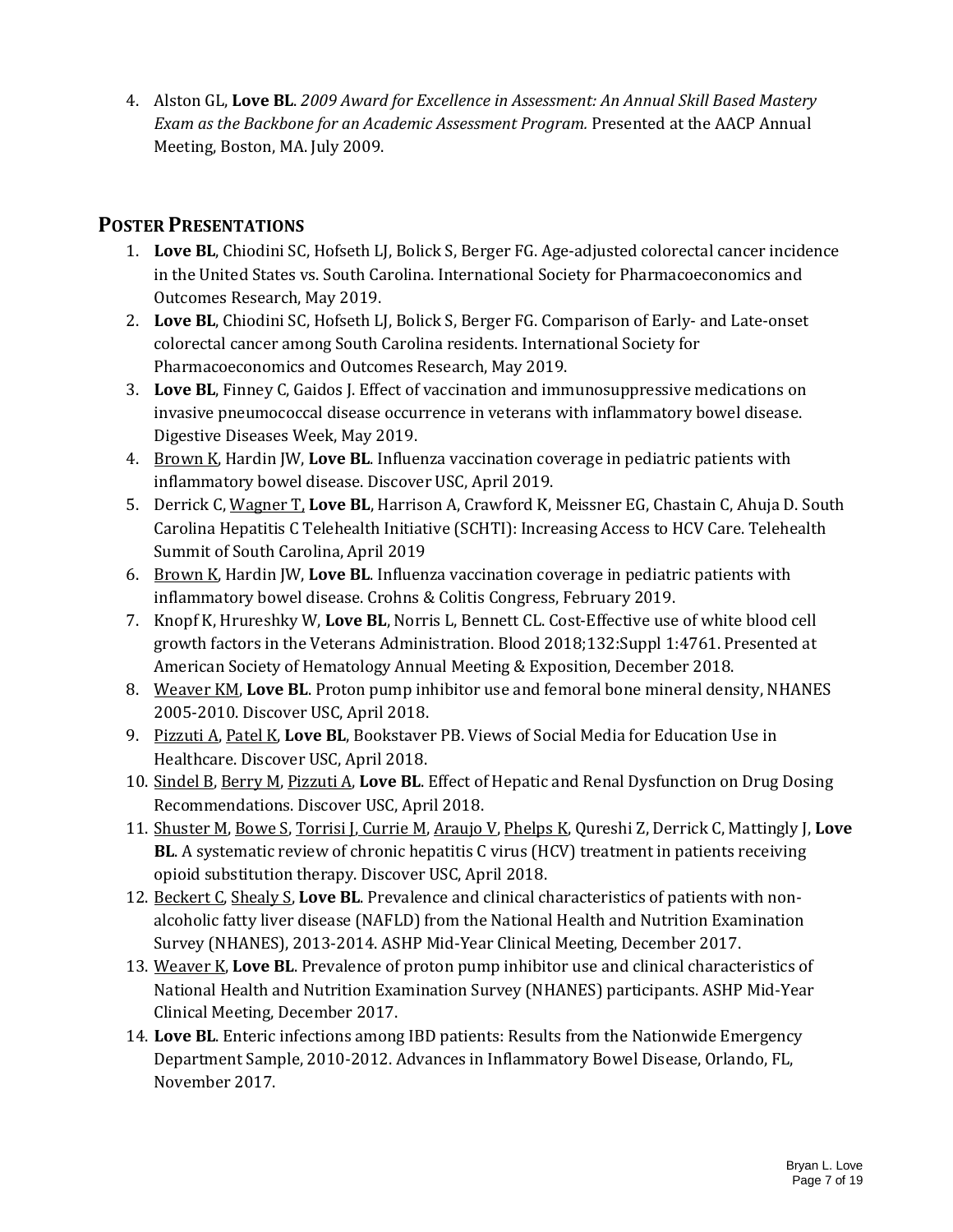4. Alston GL, **Love BL**. *2009 Award for Excellence in Assessment: An Annual Skill Based Mastery Exam as the Backbone for an Academic Assessment Program.* Presented at the AACP Annual Meeting, Boston, MA. July 2009.

## Poster Presentations

1. **Love BL**, Chiodini SC, Hofseth LJ, Bolick S, Berger FG. Age-adjusted colorectal cancer incidence in the United States vs. South Carolina. International Society for Pharmacoeconomics and Outcomes Research, May 2019.
2. **Love BL**, Chiodini SC, Hofseth LJ, Bolick S, Berger FG. Comparison of Early- and Late-onset colorectal cancer among South Carolina residents. International Society for Pharmacoeconomics and Outcomes Research, May 2019.
3. **Love BL**, Finney C, Gaidos J. Effect of vaccination and immunosuppressive medications on invasive pneumococcal disease occurrence in veterans with inflammatory bowel disease. Digestive Diseases Week, May 2019.
4. <u>Brown K</u>, Hardin JW, **Love BL**. Influenza vaccination coverage in pediatric patients with inflammatory bowel disease. Discover USC, April 2019.
5. Derrick C, <u>Wagner T</u>, **Love BL**, Harrison A, Crawford K, Meissner EG, Chastain C, Ahuja D. South Carolina Hepatitis C Telehealth Initiative (SCHTI): Increasing Access to HCV Care. Telehealth Summit of South Carolina, April 2019
6. <u>Brown K</u>, Hardin JW, **Love BL**. Influenza vaccination coverage in pediatric patients with inflammatory bowel disease. Crohns & Colitis Congress, February 2019.
7. Knopf K, Hrureshky W, **Love BL**, Norris L, Bennett CL. Cost-Effective use of white blood cell growth factors in the Veterans Administration. Blood 2018;132:Suppl 1:4761. Presented at American Society of Hematology Annual Meeting & Exposition, December 2018.
8. <u>Weaver KM</u>, **Love BL**. Proton pump inhibitor use and femoral bone mineral density, NHANES 2005-2010. Discover USC, April 2018.
9. <u>Pizzuti A</u>, <u>Patel K</u>, **Love BL**, Bookstaver PB. Views of Social Media for Education Use in Healthcare. Discover USC, April 2018.
10. <u>Sindel B</u>, <u>Berry M</u>, <u>Pizzuti A</u>, **Love BL**. Effect of Hepatic and Renal Dysfunction on Drug Dosing Recommendations. Discover USC, April 2018.
11. <u>Shuster M</u>, <u>Bowe S</u>, <u>Torrisi J</u>, <u>Currie M</u>, <u>Araujo V</u>, <u>Phelps K</u>, Qureshi Z, Derrick C, Mattingly J, **Love BL**. A systematic review of chronic hepatitis C virus (HCV) treatment in patients receiving opioid substitution therapy. Discover USC, April 2018.
12. <u>Beckert C</u>, <u>Shealy S</u>, **Love BL**. Prevalence and clinical characteristics of patients with non-alcoholic fatty liver disease (NAFLD) from the National Health and Nutrition Examination Survey (NHANES), 2013-2014. ASHP Mid-Year Clinical Meeting, December 2017.
13. <u>Weaver K</u>, **Love BL**. Prevalence of proton pump inhibitor use and clinical characteristics of National Health and Nutrition Examination Survey (NHANES) participants. ASHP Mid-Year Clinical Meeting, December 2017.
14. **Love BL**. Enteric infections among IBD patients: Results from the Nationwide Emergency Department Sample, 2010-2012. Advances in Inflammatory Bowel Disease, Orlando, FL, November 2017.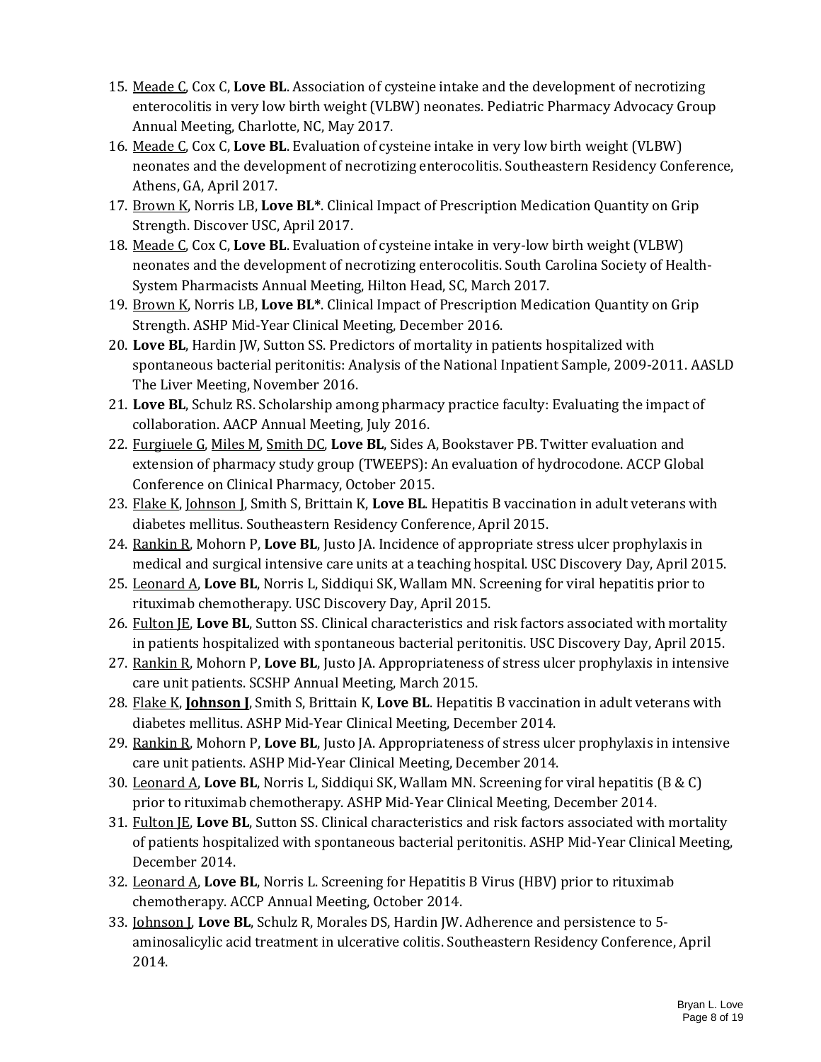15. <u>Meade C</u>, Cox C, **Love BL**. Association of cysteine intake and the development of necrotizing enterocolitis in very low birth weight (VLBW) neonates. Pediatric Pharmacy Advocacy Group Annual Meeting, Charlotte, NC, May 2017.
16. <u>Meade C</u>, Cox C, **Love BL**. Evaluation of cysteine intake in very low birth weight (VLBW) neonates and the development of necrotizing enterocolitis. Southeastern Residency Conference, Athens, GA, April 2017.
17. <u>Brown K</u>, Norris LB, **Love BL***. Clinical Impact of Prescription Medication Quantity on Grip Strength. Discover USC, April 2017.
18. <u>Meade C</u>, Cox C, **Love BL**. Evaluation of cysteine intake in very-low birth weight (VLBW) neonates and the development of necrotizing enterocolitis. South Carolina Society of Health-System Pharmacists Annual Meeting, Hilton Head, SC, March 2017.
19. <u>Brown K</u>, Norris LB, **Love BL***. Clinical Impact of Prescription Medication Quantity on Grip Strength. ASHP Mid-Year Clinical Meeting, December 2016.
20. **Love BL**, Hardin JW, Sutton SS. Predictors of mortality in patients hospitalized with spontaneous bacterial peritonitis: Analysis of the National Inpatient Sample, 2009-2011. AASLD The Liver Meeting, November 2016.
21. **Love BL**, Schulz RS. Scholarship among pharmacy practice faculty: Evaluating the impact of collaboration. AACP Annual Meeting, July 2016.
22. <u>Furgiuele G</u>, <u>Miles M</u>, <u>Smith DC</u>, **Love BL**, Sides A, Bookstaver PB. Twitter evaluation and extension of pharmacy study group (TWEEPS): An evaluation of hydrocodone. ACCP Global Conference on Clinical Pharmacy, October 2015.
23. <u>Flake K</u>, <u>Johnson J</u>, Smith S, Brittain K, **Love BL**. Hepatitis B vaccination in adult veterans with diabetes mellitus. Southeastern Residency Conference, April 2015.
24. <u>Rankin R</u>, Mohorn P, **Love BL**, Justo JA. Incidence of appropriate stress ulcer prophylaxis in medical and surgical intensive care units at a teaching hospital. USC Discovery Day, April 2015.
25. <u>Leonard A</u>, **Love BL**, Norris L, Siddiqui SK, Wallam MN. Screening for viral hepatitis prior to rituximab chemotherapy. USC Discovery Day, April 2015.
26. <u>Fulton JE</u>, **Love BL**, Sutton SS. Clinical characteristics and risk factors associated with mortality in patients hospitalized with spontaneous bacterial peritonitis. USC Discovery Day, April 2015.
27. <u>Rankin R</u>, Mohorn P, **Love BL**, Justo JA. Appropriateness of stress ulcer prophylaxis in intensive care unit patients. SCSHP Annual Meeting, March 2015.
28. <u>Flake K</u>, **<u>Johnson J</u>**, Smith S, Brittain K, **Love BL**. Hepatitis B vaccination in adult veterans with diabetes mellitus. ASHP Mid-Year Clinical Meeting, December 2014.
29. <u>Rankin R</u>, Mohorn P, **Love BL**, Justo JA. Appropriateness of stress ulcer prophylaxis in intensive care unit patients. ASHP Mid-Year Clinical Meeting, December 2014.
30. <u>Leonard A</u>, **Love BL**, Norris L, Siddiqui SK, Wallam MN. Screening for viral hepatitis (B & C) prior to rituximab chemotherapy. ASHP Mid-Year Clinical Meeting, December 2014.
31. <u>Fulton JE</u>, **Love BL**, Sutton SS. Clinical characteristics and risk factors associated with mortality of patients hospitalized with spontaneous bacterial peritonitis. ASHP Mid-Year Clinical Meeting, December 2014.
32. <u>Leonard A</u>, **Love BL**, Norris L. Screening for Hepatitis B Virus (HBV) prior to rituximab chemotherapy. ACCP Annual Meeting, October 2014.
33. <u>Johnson J</u>, **Love BL**, Schulz R, Morales DS, Hardin JW. Adherence and persistence to 5-aminosalicylic acid treatment in ulcerative colitis. Southeastern Residency Conference, April 2014.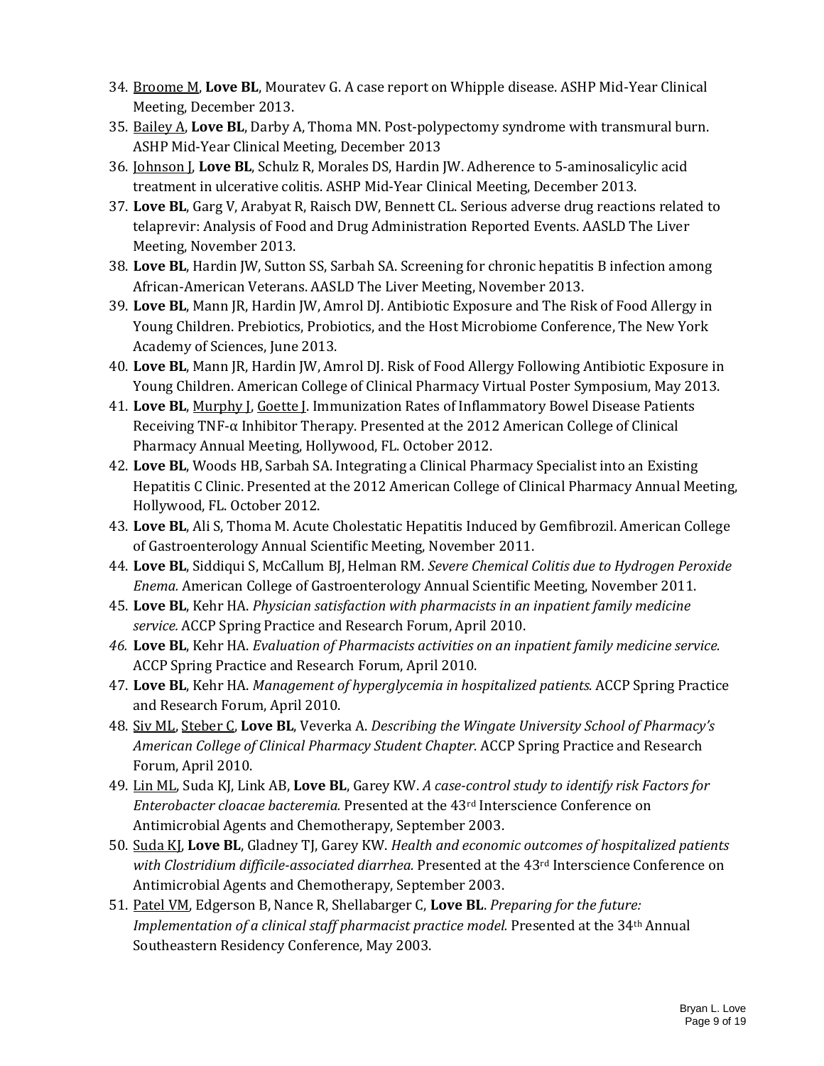34. <u>Broome M</u>, **Love BL**, Mouratev G. A case report on Whipple disease. ASHP Mid-Year Clinical Meeting, December 2013.
35. <u>Bailey A</u>, **Love BL**, Darby A, Thoma MN. Post-polypectomy syndrome with transmural burn. ASHP Mid-Year Clinical Meeting, December 2013
36. <u>Johnson J</u>, **Love BL**, Schulz R, Morales DS, Hardin JW. Adherence to 5-aminosalicylic acid treatment in ulcerative colitis. ASHP Mid-Year Clinical Meeting, December 2013.
37. **Love BL**, Garg V, Arabyat R, Raisch DW, Bennett CL. Serious adverse drug reactions related to telaprevir: Analysis of Food and Drug Administration Reported Events. AASLD The Liver Meeting, November 2013.
38. **Love BL**, Hardin JW, Sutton SS, Sarbah SA. Screening for chronic hepatitis B infection among African-American Veterans. AASLD The Liver Meeting, November 2013.
39. **Love BL**, Mann JR, Hardin JW, Amrol DJ. Antibiotic Exposure and The Risk of Food Allergy in Young Children. Prebiotics, Probiotics, and the Host Microbiome Conference, The New York Academy of Sciences, June 2013.
40. **Love BL**, Mann JR, Hardin JW, Amrol DJ. Risk of Food Allergy Following Antibiotic Exposure in Young Children. American College of Clinical Pharmacy Virtual Poster Symposium, May 2013.
41. **Love BL**, <u>Murphy J</u>, <u>Goette J</u>. Immunization Rates of Inflammatory Bowel Disease Patients Receiving TNF-α Inhibitor Therapy. Presented at the 2012 American College of Clinical Pharmacy Annual Meeting, Hollywood, FL. October 2012.
42. **Love BL**, Woods HB, Sarbah SA. Integrating a Clinical Pharmacy Specialist into an Existing Hepatitis C Clinic. Presented at the 2012 American College of Clinical Pharmacy Annual Meeting, Hollywood, FL. October 2012.
43. **Love BL**, Ali S, Thoma M. Acute Cholestatic Hepatitis Induced by Gemfibrozil. American College of Gastroenterology Annual Scientific Meeting, November 2011.
44. **Love BL**, Siddiqui S, McCallum BJ, Helman RM. *Severe Chemical Colitis due to Hydrogen Peroxide Enema.* American College of Gastroenterology Annual Scientific Meeting, November 2011.
45. **Love BL**, Kehr HA. *Physician satisfaction with pharmacists in an inpatient family medicine service.* ACCP Spring Practice and Research Forum, April 2010.
46. **Love BL**, Kehr HA. *Evaluation of Pharmacists activities on an inpatient family medicine service.* ACCP Spring Practice and Research Forum, April 2010.
47. **Love BL**, Kehr HA. *Management of hyperglycemia in hospitalized patients.* ACCP Spring Practice and Research Forum, April 2010.
48. <u>Siv ML</u>, <u>Steber C</u>, **Love BL**, Veverka A. *Describing the Wingate University School of Pharmacy's American College of Clinical Pharmacy Student Chapter.* ACCP Spring Practice and Research Forum, April 2010.
49. <u>Lin ML</u>, Suda KJ, Link AB, **Love BL**, Garey KW. *A case-control study to identify risk Factors for Enterobacter cloacae bacteremia.* Presented at the 43rd Interscience Conference on Antimicrobial Agents and Chemotherapy, September 2003.
50. <u>Suda KJ</u>, **Love BL**, Gladney TJ, Garey KW. *Health and economic outcomes of hospitalized patients with Clostridium difficile-associated diarrhea.* Presented at the 43rd Interscience Conference on Antimicrobial Agents and Chemotherapy, September 2003.
51. <u>Patel VM</u>, Edgerson B, Nance R, Shellabarger C, **Love BL**. *Preparing for the future: Implementation of a clinical staff pharmacist practice model.* Presented at the 34th Annual Southeastern Residency Conference, May 2003.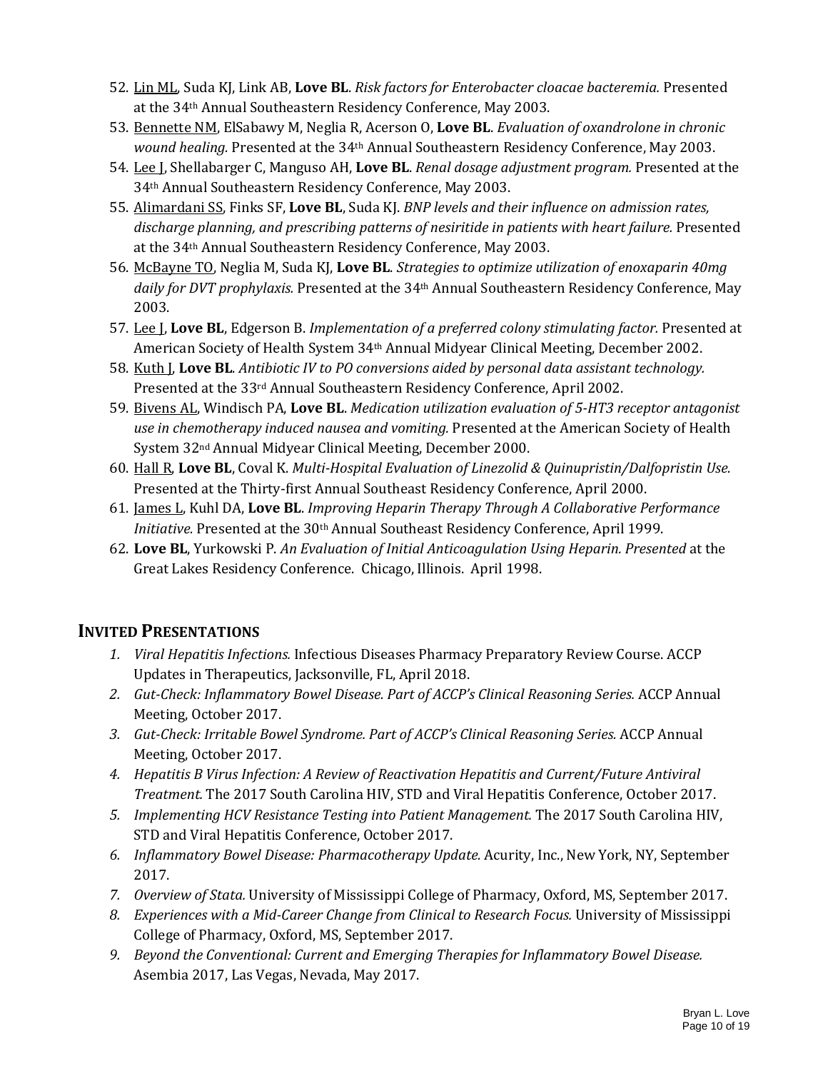52. <u>Lin ML</u>, Suda KJ, Link AB, **Love BL**. *Risk factors for Enterobacter cloacae bacteremia.* Presented at the 34th Annual Southeastern Residency Conference, May 2003.
53. <u>Bennette NM</u>, ElSabawy M, Neglia R, Acerson O, **Love BL**. *Evaluation of oxandrolone in chronic wound healing.* Presented at the 34th Annual Southeastern Residency Conference, May 2003.
54. <u>Lee J</u>, Shellabarger C, Manguso AH, **Love BL**. *Renal dosage adjustment program.* Presented at the 34th Annual Southeastern Residency Conference, May 2003.
55. <u>Alimardani SS</u>, Finks SF, **Love BL**, Suda KJ. *BNP levels and their influence on admission rates, discharge planning, and prescribing patterns of nesiritide in patients with heart failure.* Presented at the 34th Annual Southeastern Residency Conference, May 2003.
56. <u>McBayne TO</u>, Neglia M, Suda KJ, **Love BL**. *Strategies to optimize utilization of enoxaparin 40mg daily for DVT prophylaxis.* Presented at the 34th Annual Southeastern Residency Conference, May 2003.
57. <u>Lee J</u>, **Love BL**, Edgerson B. *Implementation of a preferred colony stimulating factor.* Presented at American Society of Health System 34th Annual Midyear Clinical Meeting, December 2002.
58. <u>Kuth J</u>, **Love BL**. *Antibiotic IV to PO conversions aided by personal data assistant technology.* Presented at the 33rd Annual Southeastern Residency Conference, April 2002.
59. <u>Bivens AL</u>, Windisch PA, **Love BL**. *Medication utilization evaluation of 5-HT3 receptor antagonist use in chemotherapy induced nausea and vomiting.* Presented at the American Society of Health System 32nd Annual Midyear Clinical Meeting, December 2000.
60. <u>Hall R</u>, **Love BL**, Coval K. *Multi-Hospital Evaluation of Linezolid & Quinupristin/Dalfopristin Use.* Presented at the Thirty-first Annual Southeast Residency Conference, April 2000.
61. <u>James L</u>, Kuhl DA, **Love BL**. *Improving Heparin Therapy Through A Collaborative Performance Initiative.* Presented at the 30th Annual Southeast Residency Conference, April 1999.
62. **Love BL**, Yurkowski P. *An Evaluation of Initial Anticoagulation Using Heparin. Presented* at the Great Lakes Residency Conference. Chicago, Illinois. April 1998.

## INVITED PRESENTATIONS

1. *Viral Hepatitis Infections.* Infectious Diseases Pharmacy Preparatory Review Course. ACCP Updates in Therapeutics, Jacksonville, FL, April 2018.
2. *Gut-Check: Inflammatory Bowel Disease. Part of ACCP's Clinical Reasoning Series.* ACCP Annual Meeting, October 2017.
3. *Gut-Check: Irritable Bowel Syndrome. Part of ACCP's Clinical Reasoning Series.* ACCP Annual Meeting, October 2017.
4. *Hepatitis B Virus Infection: A Review of Reactivation Hepatitis and Current/Future Antiviral Treatment.* The 2017 South Carolina HIV, STD and Viral Hepatitis Conference, October 2017.
5. *Implementing HCV Resistance Testing into Patient Management.* The 2017 South Carolina HIV, STD and Viral Hepatitis Conference, October 2017.
6. *Inflammatory Bowel Disease: Pharmacotherapy Update.* Acurity, Inc., New York, NY, September 2017.
7. *Overview of Stata.* University of Mississippi College of Pharmacy, Oxford, MS, September 2017.
8. *Experiences with a Mid-Career Change from Clinical to Research Focus.* University of Mississippi College of Pharmacy, Oxford, MS, September 2017.
9. *Beyond the Conventional: Current and Emerging Therapies for Inflammatory Bowel Disease.* Asembia 2017, Las Vegas, Nevada, May 2017.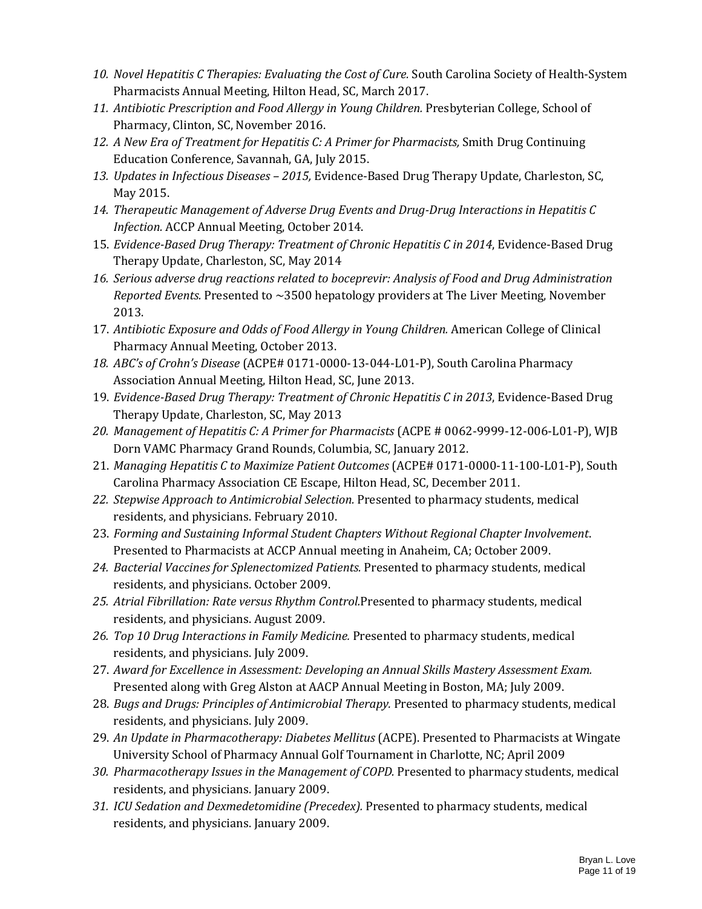10. *Novel Hepatitis C Therapies: Evaluating the Cost of Cure.* South Carolina Society of Health-System Pharmacists Annual Meeting, Hilton Head, SC, March 2017.
11. *Antibiotic Prescription and Food Allergy in Young Children.* Presbyterian College, School of Pharmacy, Clinton, SC, November 2016.
12. *A New Era of Treatment for Hepatitis C: A Primer for Pharmacists,* Smith Drug Continuing Education Conference, Savannah, GA, July 2015.
13. *Updates in Infectious Diseases – 2015,* Evidence-Based Drug Therapy Update, Charleston, SC, May 2015.
14. *Therapeutic Management of Adverse Drug Events and Drug-Drug Interactions in Hepatitis C Infection.* ACCP Annual Meeting, October 2014.
15. *Evidence-Based Drug Therapy: Treatment of Chronic Hepatitis C in 2014*, Evidence-Based Drug Therapy Update, Charleston, SC, May 2014
16. *Serious adverse drug reactions related to boceprevir: Analysis of Food and Drug Administration Reported Events.* Presented to ~3500 hepatology providers at The Liver Meeting, November 2013.
17. *Antibiotic Exposure and Odds of Food Allergy in Young Children.* American College of Clinical Pharmacy Annual Meeting, October 2013.
18. *ABC's of Crohn's Disease* (ACPE# 0171-0000-13-044-L01-P), South Carolina Pharmacy Association Annual Meeting, Hilton Head, SC, June 2013.
19. *Evidence-Based Drug Therapy: Treatment of Chronic Hepatitis C in 2013*, Evidence-Based Drug Therapy Update, Charleston, SC, May 2013
20. *Management of Hepatitis C: A Primer for Pharmacists* (ACPE # 0062-9999-12-006-L01-P), WJB Dorn VAMC Pharmacy Grand Rounds, Columbia, SC, January 2012.
21. *Managing Hepatitis C to Maximize Patient Outcomes* (ACPE# 0171-0000-11-100-L01-P), South Carolina Pharmacy Association CE Escape, Hilton Head, SC, December 2011.
22. *Stepwise Approach to Antimicrobial Selection.* Presented to pharmacy students, medical residents, and physicians. February 2010.
23. *Forming and Sustaining Informal Student Chapters Without Regional Chapter Involvement*. Presented to Pharmacists at ACCP Annual meeting in Anaheim, CA; October 2009.
24. *Bacterial Vaccines for Splenectomized Patients.* Presented to pharmacy students, medical residents, and physicians. October 2009.
25. *Atrial Fibrillation: Rate versus Rhythm Control.*Presented to pharmacy students, medical residents, and physicians. August 2009.
26. *Top 10 Drug Interactions in Family Medicine.* Presented to pharmacy students, medical residents, and physicians. July 2009.
27. *Award for Excellence in Assessment: Developing an Annual Skills Mastery Assessment Exam.* Presented along with Greg Alston at AACP Annual Meeting in Boston, MA; July 2009.
28. *Bugs and Drugs: Principles of Antimicrobial Therapy.* Presented to pharmacy students, medical residents, and physicians. July 2009.
29. *An Update in Pharmacotherapy: Diabetes Mellitus* (ACPE). Presented to Pharmacists at Wingate University School of Pharmacy Annual Golf Tournament in Charlotte, NC; April 2009
30. *Pharmacotherapy Issues in the Management of COPD.* Presented to pharmacy students, medical residents, and physicians. January 2009.
31. *ICU Sedation and Dexmedetomidine (Precedex).* Presented to pharmacy students, medical residents, and physicians. January 2009.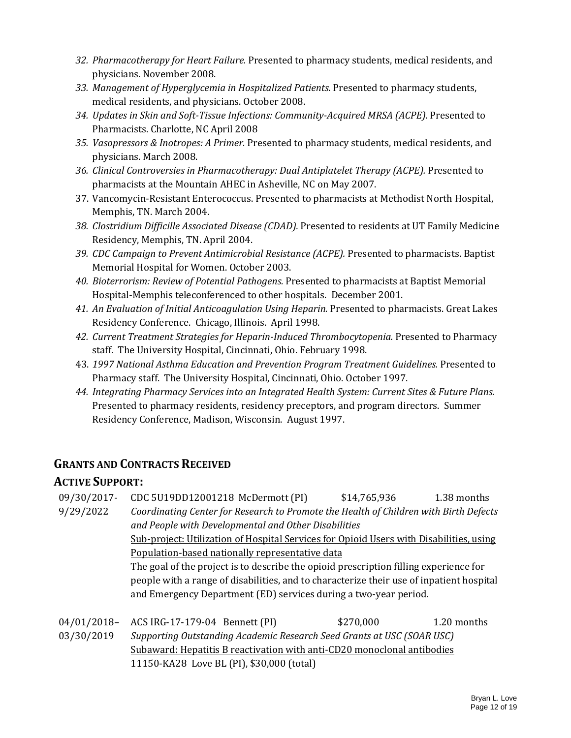32. *Pharmacotherapy for Heart Failure.* Presented to pharmacy students, medical residents, and physicians. November 2008.
33. *Management of Hyperglycemia in Hospitalized Patients.* Presented to pharmacy students, medical residents, and physicians. October 2008.
34. *Updates in Skin and Soft-Tissue Infections: Community-Acquired MRSA (ACPE).* Presented to Pharmacists. Charlotte, NC April 2008
35. *Vasopressors & Inotropes: A Primer.* Presented to pharmacy students, medical residents, and physicians. March 2008.
36. *Clinical Controversies in Pharmacotherapy: Dual Antiplatelet Therapy (ACPE).* Presented to pharmacists at the Mountain AHEC in Asheville, NC on May 2007.
37. Vancomycin-Resistant Enterococcus. Presented to pharmacists at Methodist North Hospital, Memphis, TN. March 2004.
38. *Clostridium Difficille Associated Disease (CDAD).* Presented to residents at UT Family Medicine Residency, Memphis, TN. April 2004.
39. *CDC Campaign to Prevent Antimicrobial Resistance (ACPE).* Presented to pharmacists. Baptist Memorial Hospital for Women. October 2003.
40. *Bioterrorism: Review of Potential Pathogens.* Presented to pharmacists at Baptist Memorial Hospital-Memphis teleconferenced to other hospitals. December 2001.
41. *An Evaluation of Initial Anticoagulation Using Heparin.* Presented to pharmacists. Great Lakes Residency Conference. Chicago, Illinois. April 1998.
42. *Current Treatment Strategies for Heparin-Induced Thrombocytopenia.* Presented to Pharmacy staff. The University Hospital, Cincinnati, Ohio. February 1998.
43. *1997 National Asthma Education and Prevention Program Treatment Guidelines.* Presented to Pharmacy staff. The University Hospital, Cincinnati, Ohio. October 1997.
44. *Integrating Pharmacy Services into an Integrated Health System: Current Sites & Future Plans.* Presented to pharmacy residents, residency preceptors, and program directors. Summer Residency Conference, Madison, Wisconsin. August 1997.

## GRANTS AND CONTRACTS RECEIVED

### ACTIVE SUPPORT:

09/30/2017-9/29/2022 — CDC 5U19DD12001218 McDermott (PI) — $14,765,936 — 1.38 months

*Coordinating Center for Research to Promote the Health of Children with Birth Defects and People with Developmental and Other Disabilities*

Sub-project: Utilization of Hospital Services for Opioid Users with Disabilities, using Population-based nationally representative data

The goal of the project is to describe the opioid prescription filling experience for people with a range of disabilities, and to characterize their use of inpatient hospital and Emergency Department (ED) services during a two-year period.

04/01/2018–03/30/2019 — ACS IRG-17-179-04 Bennett (PI) — $270,000 — 1.20 months

*Supporting Outstanding Academic Research Seed Grants at USC (SOAR USC)*

Subaward: Hepatitis B reactivation with anti-CD20 monoclonal antibodies

11150-KA28 Love BL (PI), $30,000 (total)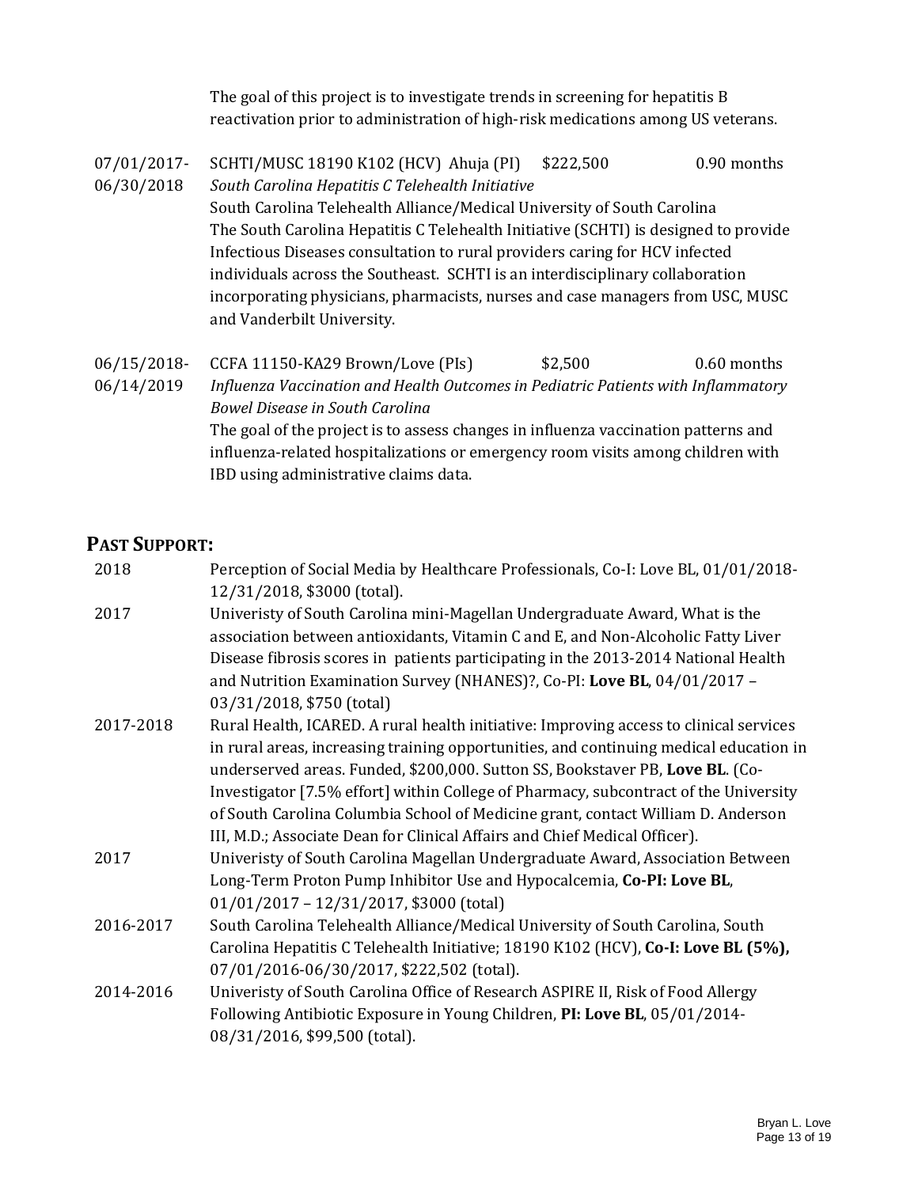The goal of this project is to investigate trends in screening for hepatitis B reactivation prior to administration of high-risk medications among US veterans.

| | | | |
|---|---|---|---|
| 07/01/2017-06/30/2018 | SCHTI/MUSC 18190 K102 (HCV) Ahuja (PI) | $222,500 | 0.90 months |

*South Carolina Hepatitis C Telehealth Initiative*
South Carolina Telehealth Alliance/Medical University of South Carolina
The South Carolina Hepatitis C Telehealth Initiative (SCHTI) is designed to provide Infectious Diseases consultation to rural providers caring for HCV infected individuals across the Southeast. SCHTI is an interdisciplinary collaboration incorporating physicians, pharmacists, nurses and case managers from USC, MUSC and Vanderbilt University.

| | | | |
|---|---|---|---|
| 06/15/2018-06/14/2019 | CCFA 11150-KA29 Brown/Love (PIs) | $2,500 | 0.60 months |

*Influenza Vaccination and Health Outcomes in Pediatric Patients with Inflammatory Bowel Disease in South Carolina*
The goal of the project is to assess changes in influenza vaccination patterns and influenza-related hospitalizations or emergency room visits among children with IBD using administrative claims data.

## PAST SUPPORT:

2018 — Perception of Social Media by Healthcare Professionals, Co-I: Love BL, 01/01/2018-12/31/2018, $3000 (total).

2017 — Univeristy of South Carolina mini-Magellan Undergraduate Award, What is the association between antioxidants, Vitamin C and E, and Non-Alcoholic Fatty Liver Disease fibrosis scores in patients participating in the 2013-2014 National Health and Nutrition Examination Survey (NHANES)?, Co-PI: **Love BL**, 04/01/2017 – 03/31/2018, $750 (total)

2017-2018 — Rural Health, ICARED. A rural health initiative: Improving access to clinical services in rural areas, increasing training opportunities, and continuing medical education in underserved areas. Funded, $200,000. Sutton SS, Bookstaver PB, **Love BL**. (Co-Investigator [7.5% effort] within College of Pharmacy, subcontract of the University of South Carolina Columbia School of Medicine grant, contact William D. Anderson III, M.D.; Associate Dean for Clinical Affairs and Chief Medical Officer).

2017 — Univeristy of South Carolina Magellan Undergraduate Award, Association Between Long-Term Proton Pump Inhibitor Use and Hypocalcemia, **Co-PI: Love BL**, 01/01/2017 – 12/31/2017, $3000 (total)

2016-2017 — South Carolina Telehealth Alliance/Medical University of South Carolina, South Carolina Hepatitis C Telehealth Initiative; 18190 K102 (HCV), **Co-I: Love BL (5%),** 07/01/2016-06/30/2017, $222,502 (total).

2014-2016 — Univeristy of South Carolina Office of Research ASPIRE II, Risk of Food Allergy Following Antibiotic Exposure in Young Children, **PI: Love BL**, 05/01/2014-08/31/2016, $99,500 (total).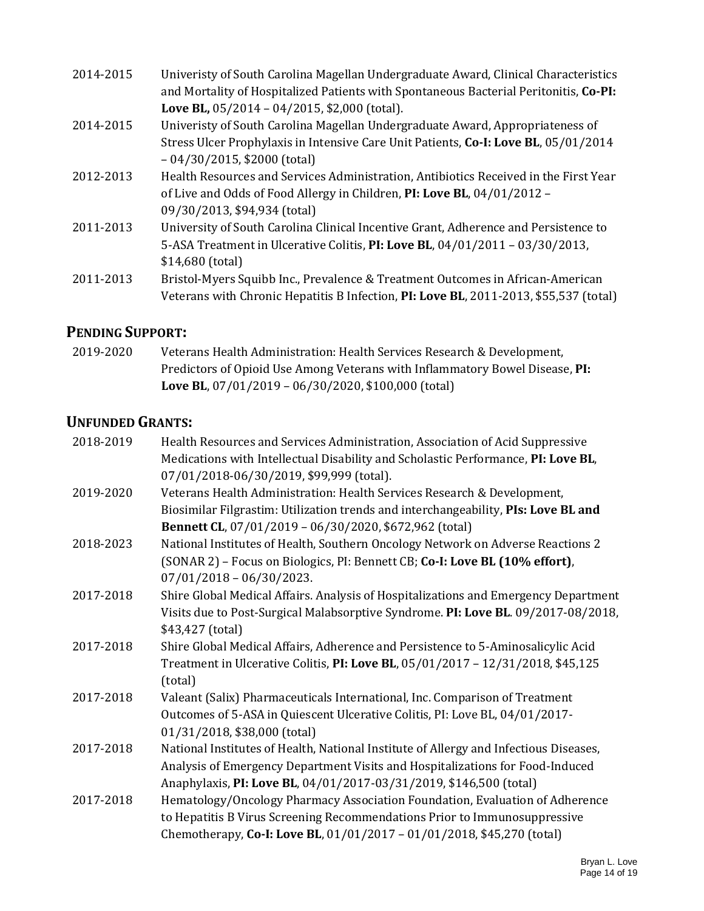2014-2015 Univeristy of South Carolina Magellan Undergraduate Award, Clinical Characteristics and Mortality of Hospitalized Patients with Spontaneous Bacterial Peritonitis, **Co-PI: Love BL,** 05/2014 – 04/2015, $2,000 (total).

2014-2015 Univeristy of South Carolina Magellan Undergraduate Award, Appropriateness of Stress Ulcer Prophylaxis in Intensive Care Unit Patients, **Co-I: Love BL**, 05/01/2014 – 04/30/2015, $2000 (total)

2012-2013 Health Resources and Services Administration, Antibiotics Received in the First Year of Live and Odds of Food Allergy in Children, **PI: Love BL**, 04/01/2012 – 09/30/2013, $94,934 (total)

2011-2013 University of South Carolina Clinical Incentive Grant, Adherence and Persistence to 5-ASA Treatment in Ulcerative Colitis, **PI: Love BL**, 04/01/2011 – 03/30/2013, $14,680 (total)

2011-2013 Bristol-Myers Squibb Inc., Prevalence & Treatment Outcomes in African-American Veterans with Chronic Hepatitis B Infection, **PI: Love BL**, 2011-2013, $55,537 (total)

## PENDING SUPPORT:

2019-2020 Veterans Health Administration: Health Services Research & Development, Predictors of Opioid Use Among Veterans with Inflammatory Bowel Disease, **PI: Love BL**, 07/01/2019 – 06/30/2020, $100,000 (total)

## UNFUNDED GRANTS:

2018-2019 Health Resources and Services Administration, Association of Acid Suppressive Medications with Intellectual Disability and Scholastic Performance, **PI: Love BL**, 07/01/2018-06/30/2019, $99,999 (total).

2019-2020 Veterans Health Administration: Health Services Research & Development, Biosimilar Filgrastim: Utilization trends and interchangeability, **PIs: Love BL and Bennett CL**, 07/01/2019 – 06/30/2020, $672,962 (total)

2018-2023 National Institutes of Health, Southern Oncology Network on Adverse Reactions 2 (SONAR 2) – Focus on Biologics, PI: Bennett CB; **Co-I: Love BL (10% effort)**, 07/01/2018 – 06/30/2023.

2017-2018 Shire Global Medical Affairs. Analysis of Hospitalizations and Emergency Department Visits due to Post-Surgical Malabsorptive Syndrome. **PI: Love BL**. 09/2017-08/2018, $43,427 (total)

2017-2018 Shire Global Medical Affairs, Adherence and Persistence to 5-Aminosalicylic Acid Treatment in Ulcerative Colitis, **PI: Love BL**, 05/01/2017 – 12/31/2018, $45,125 (total)

2017-2018 Valeant (Salix) Pharmaceuticals International, Inc. Comparison of Treatment Outcomes of 5-ASA in Quiescent Ulcerative Colitis, PI: Love BL, 04/01/2017-01/31/2018, $38,000 (total)

2017-2018 National Institutes of Health, National Institute of Allergy and Infectious Diseases, Analysis of Emergency Department Visits and Hospitalizations for Food-Induced Anaphylaxis, **PI: Love BL**, 04/01/2017-03/31/2019, $146,500 (total)

2017-2018 Hematology/Oncology Pharmacy Association Foundation, Evaluation of Adherence to Hepatitis B Virus Screening Recommendations Prior to Immunosuppressive Chemotherapy, **Co-I: Love BL**, 01/01/2017 – 01/01/2018, $45,270 (total)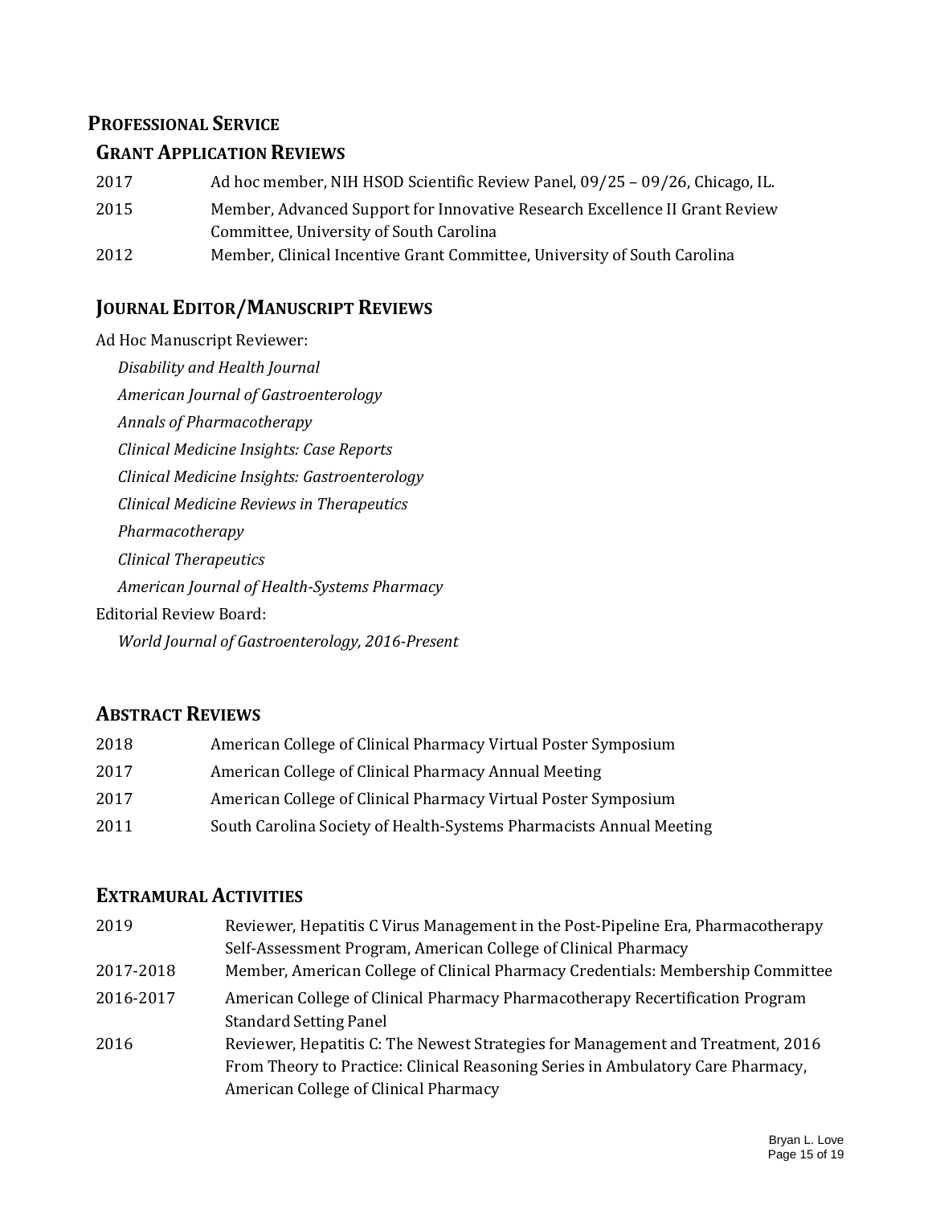## PROFESSIONAL SERVICE

### GRANT APPLICATION REVIEWS

| | |
|---|---|
| 2017 | Ad hoc member, NIH HSOD Scientific Review Panel, 09/25 – 09/26, Chicago, IL. |
| 2015 | Member, Advanced Support for Innovative Research Excellence II Grant Review Committee, University of South Carolina |
| 2012 | Member, Clinical Incentive Grant Committee, University of South Carolina |

### JOURNAL EDITOR/MANUSCRIPT REVIEWS

Ad Hoc Manuscript Reviewer:

- *Disability and Health Journal*
- *American Journal of Gastroenterology*
- *Annals of Pharmacotherapy*
- *Clinical Medicine Insights: Case Reports*
- *Clinical Medicine Insights: Gastroenterology*
- *Clinical Medicine Reviews in Therapeutics*
- *Pharmacotherapy*
- *Clinical Therapeutics*
- *American Journal of Health-Systems Pharmacy*

Editorial Review Board:

- *World Journal of Gastroenterology, 2016-Present*

### ABSTRACT REVIEWS

| | |
|---|---|
| 2018 | American College of Clinical Pharmacy Virtual Poster Symposium |
| 2017 | American College of Clinical Pharmacy Annual Meeting |
| 2017 | American College of Clinical Pharmacy Virtual Poster Symposium |
| 2011 | South Carolina Society of Health-Systems Pharmacists Annual Meeting |

### EXTRAMURAL ACTIVITIES

| | |
|---|---|
| 2019 | Reviewer, Hepatitis C Virus Management in the Post-Pipeline Era, Pharmacotherapy Self-Assessment Program, American College of Clinical Pharmacy |
| 2017-2018 | Member, American College of Clinical Pharmacy Credentials: Membership Committee |
| 2016-2017 | American College of Clinical Pharmacy Pharmacotherapy Recertification Program Standard Setting Panel |
| 2016 | Reviewer, Hepatitis C: The Newest Strategies for Management and Treatment, 2016 From Theory to Practice: Clinical Reasoning Series in Ambulatory Care Pharmacy, American College of Clinical Pharmacy |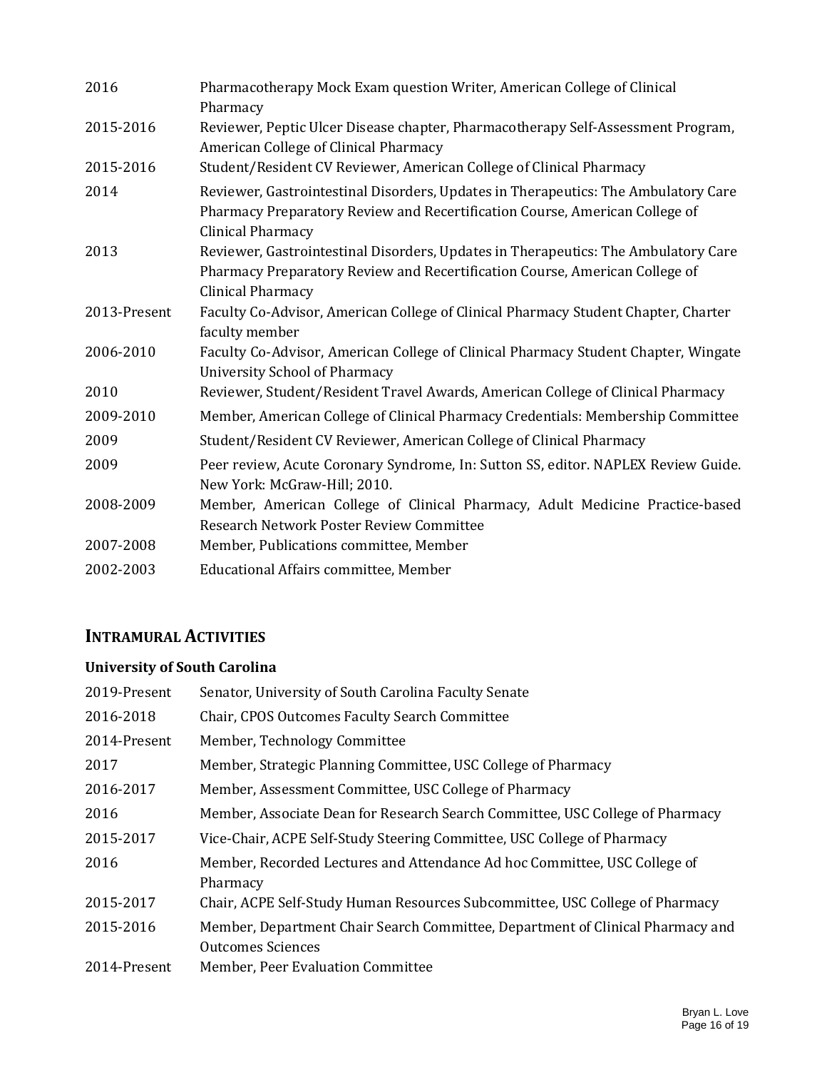| | |
|---|---|
| 2016 | Pharmacotherapy Mock Exam question Writer, American College of Clinical Pharmacy |
| 2015-2016 | Reviewer, Peptic Ulcer Disease chapter, Pharmacotherapy Self-Assessment Program, American College of Clinical Pharmacy |
| 2015-2016 | Student/Resident CV Reviewer, American College of Clinical Pharmacy |
| 2014 | Reviewer, Gastrointestinal Disorders, Updates in Therapeutics: The Ambulatory Care Pharmacy Preparatory Review and Recertification Course, American College of Clinical Pharmacy |
| 2013 | Reviewer, Gastrointestinal Disorders, Updates in Therapeutics: The Ambulatory Care Pharmacy Preparatory Review and Recertification Course, American College of Clinical Pharmacy |
| 2013-Present | Faculty Co-Advisor, American College of Clinical Pharmacy Student Chapter, Charter faculty member |
| 2006-2010 | Faculty Co-Advisor, American College of Clinical Pharmacy Student Chapter, Wingate University School of Pharmacy |
| 2010 | Reviewer, Student/Resident Travel Awards, American College of Clinical Pharmacy |
| 2009-2010 | Member, American College of Clinical Pharmacy Credentials: Membership Committee |
| 2009 | Student/Resident CV Reviewer, American College of Clinical Pharmacy |
| 2009 | Peer review, Acute Coronary Syndrome, In: Sutton SS, editor. NAPLEX Review Guide. New York: McGraw-Hill; 2010. |
| 2008-2009 | Member, American College of Clinical Pharmacy, Adult Medicine Practice-based Research Network Poster Review Committee |
| 2007-2008 | Member, Publications committee, Member |
| 2002-2003 | Educational Affairs committee, Member |

## INTRAMURAL ACTIVITIES

### University of South Carolina

| | |
|---|---|
| 2019-Present | Senator, University of South Carolina Faculty Senate |
| 2016-2018 | Chair, CPOS Outcomes Faculty Search Committee |
| 2014-Present | Member, Technology Committee |
| 2017 | Member, Strategic Planning Committee, USC College of Pharmacy |
| 2016-2017 | Member, Assessment Committee, USC College of Pharmacy |
| 2016 | Member, Associate Dean for Research Search Committee, USC College of Pharmacy |
| 2015-2017 | Vice-Chair, ACPE Self-Study Steering Committee, USC College of Pharmacy |
| 2016 | Member, Recorded Lectures and Attendance Ad hoc Committee, USC College of Pharmacy |
| 2015-2017 | Chair, ACPE Self-Study Human Resources Subcommittee, USC College of Pharmacy |
| 2015-2016 | Member, Department Chair Search Committee, Department of Clinical Pharmacy and Outcomes Sciences |
| 2014-Present | Member, Peer Evaluation Committee |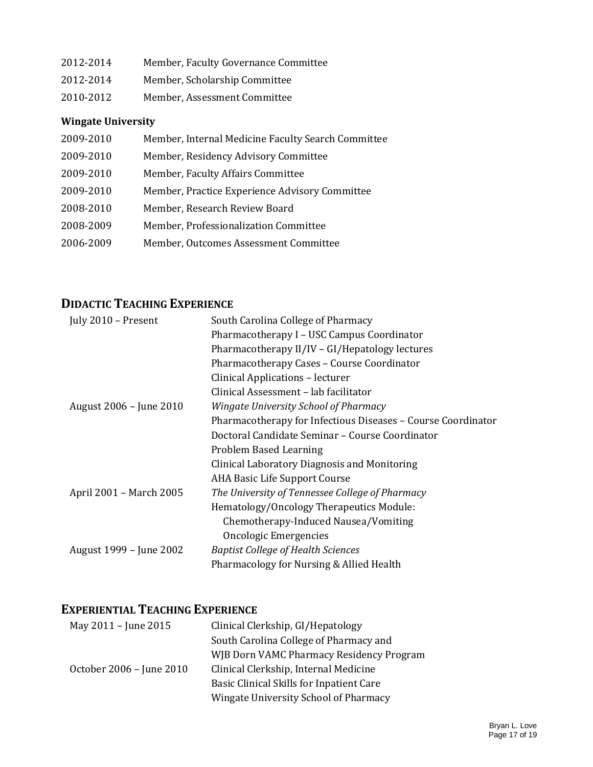2012-2014 Member, Faculty Governance Committee

2012-2014 Member, Scholarship Committee

2010-2012 Member, Assessment Committee

**Wingate University**

2009-2010 Member, Internal Medicine Faculty Search Committee

2009-2010 Member, Residency Advisory Committee

2009-2010 Member, Faculty Affairs Committee

2009-2010 Member, Practice Experience Advisory Committee

2008-2010 Member, Research Review Board

2008-2009 Member, Professionalization Committee

2006-2009 Member, Outcomes Assessment Committee

## DIDACTIC TEACHING EXPERIENCE

July 2010 – Present
South Carolina College of Pharmacy
Pharmacotherapy I – USC Campus Coordinator
Pharmacotherapy II/IV – GI/Hepatology lectures
Pharmacotherapy Cases – Course Coordinator
Clinical Applications – lecturer
Clinical Assessment – lab facilitator

August 2006 – June 2010
*Wingate University School of Pharmacy*
Pharmacotherapy for Infectious Diseases – Course Coordinator
Doctoral Candidate Seminar – Course Coordinator
Problem Based Learning
Clinical Laboratory Diagnosis and Monitoring
AHA Basic Life Support Course

April 2001 – March 2005
*The University of Tennessee College of Pharmacy*
Hematology/Oncology Therapeutics Module:
Chemotherapy-Induced Nausea/Vomiting
Oncologic Emergencies

August 1999 – June 2002
*Baptist College of Health Sciences*
Pharmacology for Nursing & Allied Health

## EXPERIENTIAL TEACHING EXPERIENCE

May 2011 – June 2015
Clinical Clerkship, GI/Hepatology
South Carolina College of Pharmacy and
WJB Dorn VAMC Pharmacy Residency Program

October 2006 – June 2010
Clinical Clerkship, Internal Medicine
Basic Clinical Skills for Inpatient Care
Wingate University School of Pharmacy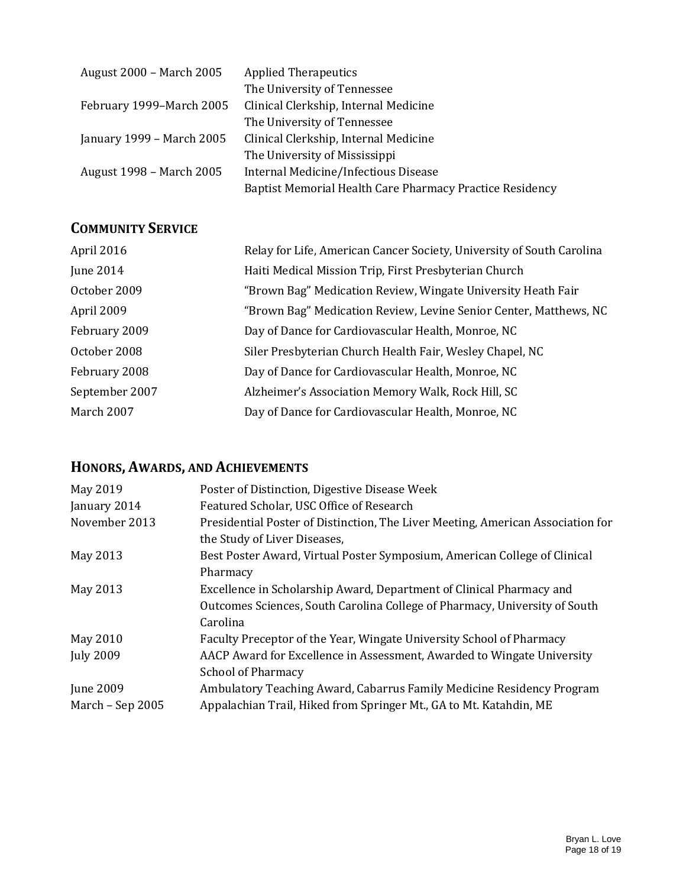| | |
|---|---|
| August 2000 – March 2005 | Applied Therapeutics<br>The University of Tennessee |
| February 1999–March 2005 | Clinical Clerkship, Internal Medicine<br>The University of Tennessee |
| January 1999 – March 2005 | Clinical Clerkship, Internal Medicine<br>The University of Mississippi |
| August 1998 – March 2005 | Internal Medicine/Infectious Disease<br>Baptist Memorial Health Care Pharmacy Practice Residency |

## COMMUNITY SERVICE

| | |
|---|---|
| April 2016 | Relay for Life, American Cancer Society, University of South Carolina |
| June 2014 | Haiti Medical Mission Trip, First Presbyterian Church |
| October 2009 | "Brown Bag" Medication Review, Wingate University Heath Fair |
| April 2009 | "Brown Bag" Medication Review, Levine Senior Center, Matthews, NC |
| February 2009 | Day of Dance for Cardiovascular Health, Monroe, NC |
| October 2008 | Siler Presbyterian Church Health Fair, Wesley Chapel, NC |
| February 2008 | Day of Dance for Cardiovascular Health, Monroe, NC |
| September 2007 | Alzheimer's Association Memory Walk, Rock Hill, SC |
| March 2007 | Day of Dance for Cardiovascular Health, Monroe, NC |

## HONORS, AWARDS, AND ACHIEVEMENTS

| | |
|---|---|
| May 2019 | Poster of Distinction, Digestive Disease Week |
| January 2014 | Featured Scholar, USC Office of Research |
| November 2013 | Presidential Poster of Distinction, The Liver Meeting, American Association for the Study of Liver Diseases, |
| May 2013 | Best Poster Award, Virtual Poster Symposium, American College of Clinical Pharmacy |
| May 2013 | Excellence in Scholarship Award, Department of Clinical Pharmacy and Outcomes Sciences, South Carolina College of Pharmacy, University of South Carolina |
| May 2010 | Faculty Preceptor of the Year, Wingate University School of Pharmacy |
| July 2009 | AACP Award for Excellence in Assessment, Awarded to Wingate University School of Pharmacy |
| June 2009 | Ambulatory Teaching Award, Cabarrus Family Medicine Residency Program |
| March – Sep 2005 | Appalachian Trail, Hiked from Springer Mt., GA to Mt. Katahdin, ME |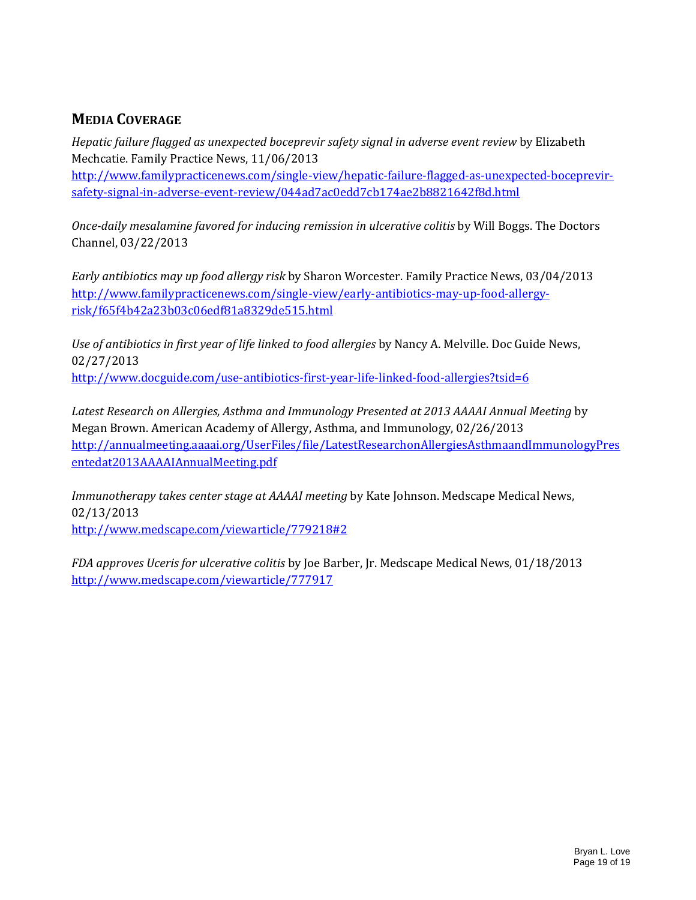## MEDIA COVERAGE

*Hepatic failure flagged as unexpected boceprevir safety signal in adverse event review* by Elizabeth Mechcatie. Family Practice News, 11/06/2013
http://www.familypracticenews.com/single-view/hepatic-failure-flagged-as-unexpected-boceprevir-safety-signal-in-adverse-event-review/044ad7ac0edd7cb174ae2b8821642f8d.html

*Once-daily mesalamine favored for inducing remission in ulcerative colitis* by Will Boggs. The Doctors Channel, 03/22/2013

*Early antibiotics may up food allergy risk* by Sharon Worcester. Family Practice News, 03/04/2013
http://www.familypracticenews.com/single-view/early-antibiotics-may-up-food-allergy-risk/f65f4b42a23b03c06edf81a8329de515.html

*Use of antibiotics in first year of life linked to food allergies* by Nancy A. Melville. Doc Guide News, 02/27/2013
http://www.docguide.com/use-antibiotics-first-year-life-linked-food-allergies?tsid=6

*Latest Research on Allergies, Asthma and Immunology Presented at 2013 AAAAI Annual Meeting* by Megan Brown. American Academy of Allergy, Asthma, and Immunology, 02/26/2013
http://annualmeeting.aaaai.org/UserFiles/file/LatestResearchonAllergiesAsthmaandImmunologyPresentedat2013AAAAIAnnualMeeting.pdf

*Immunotherapy takes center stage at AAAAI meeting* by Kate Johnson. Medscape Medical News, 02/13/2013
http://www.medscape.com/viewarticle/779218#2

*FDA approves Uceris for ulcerative colitis* by Joe Barber, Jr. Medscape Medical News, 01/18/2013
http://www.medscape.com/viewarticle/777917